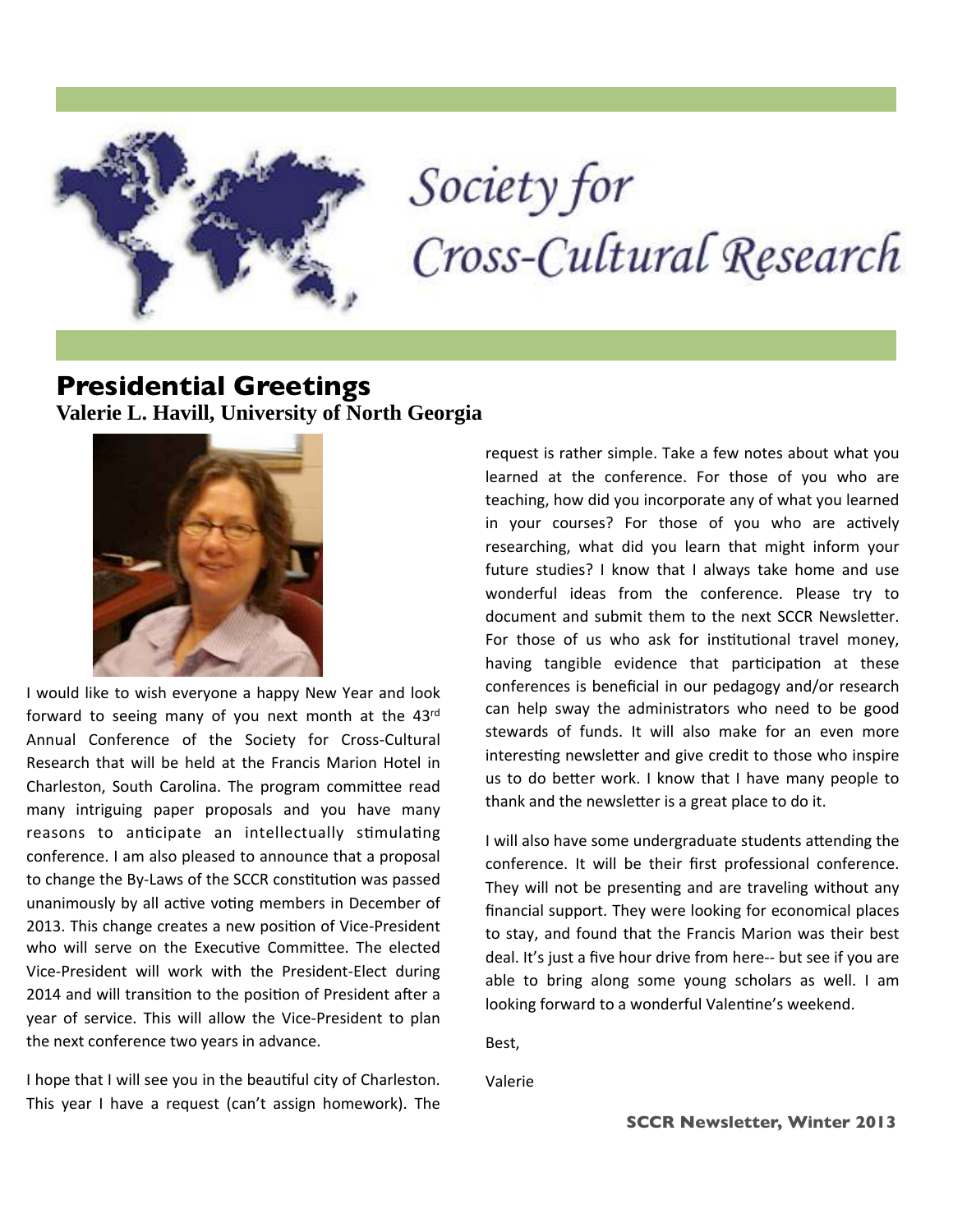# Society for Cross-Cultural Research

## Presidential Greetings

**Valerie L. Havill, University of North Georgia**

I would like to wish everyone a happy New Year and look forward to seeing many of you next month at the 43rd Annual Conference of the Society for Cross-Cultural Research that will be held at the Francis Marion Hotel in Charleston, South Carolina. The program committee read many intriguing paper proposals and you have many reasons to anticipate an intellectually stimulating conference. I am also pleased to announce that a proposal to change the By-Laws of the SCCR constitution was passed unanimously by all active voting members in December of 2013. This change creates a new position of Vice-President who will serve on the Executive Committee. The elected Vice-President will work with the President-Elect during 2014 and will transition to the position of President after a year of service. This will allow the Vice-President to plan the next conference two years in advance.

I hope that I will see you in the beautiful city of Charleston. This year I have a request (can't assign homework). The request is rather simple. Take a few notes about what you learned at the conference. For those of you who are teaching, how did you incorporate any of what you learned in your courses? For those of you who are actively researching, what did you learn that might inform your future studies? I know that I always take home and use wonderful ideas from the conference. Please try to document and submit them to the next SCCR Newsletter. For those of us who ask for institutional travel money, having tangible evidence that participation at these conferences is beneficial in our pedagogy and/or research can help sway the administrators who need to be good stewards of funds. It will also make for an even more interesting newsletter and give credit to those who inspire us to do better work. I know that I have many people to thank and the newsletter is a great place to do it.

I will also have some undergraduate students attending the conference. It will be their first professional conference. They will not be presenting and are traveling without any financial support. They were looking for economical places to stay, and found that the Francis Marion was their best deal. It's just a five hour drive from here-- but see if you are able to bring along some young scholars as well. I am looking forward to a wonderful Valentine's weekend.

Best,

Valerie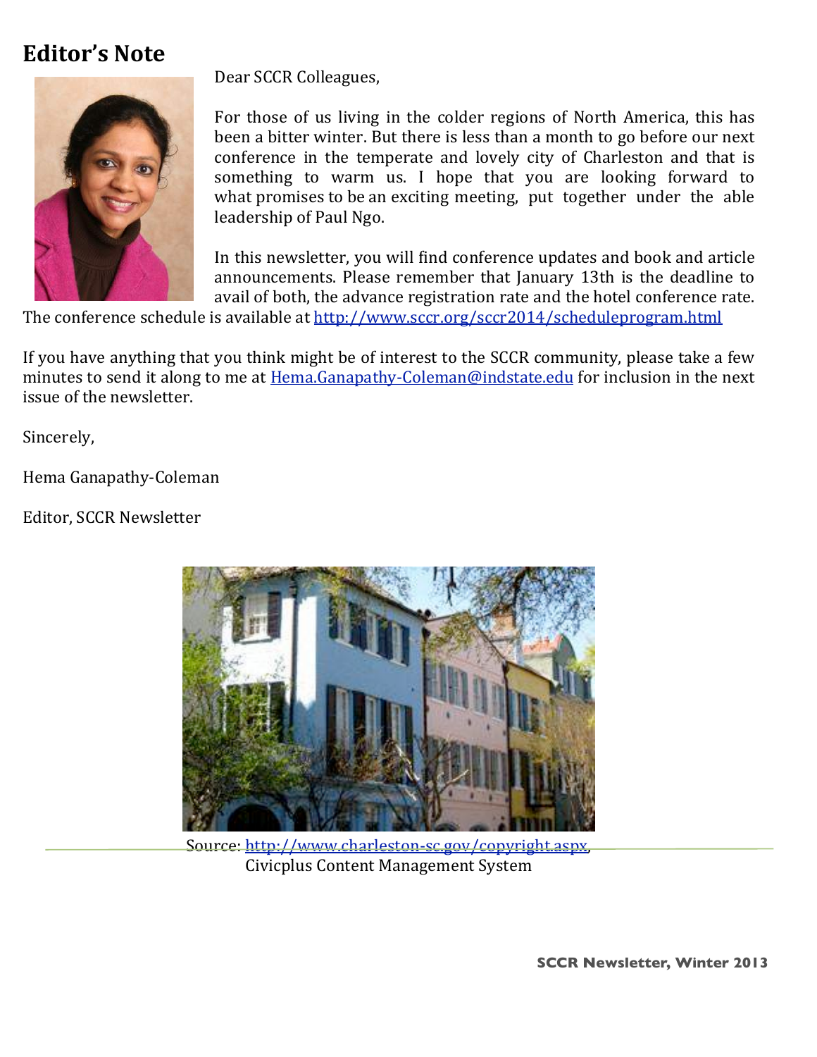# Editor's Note

Dear SCCR Colleagues,

For those of us living in the colder regions of North America, this has been a bitter winter. But there is less than a month to go before our next conference in the temperate and lovely city of Charleston and that is something to warm us. I hope that you are looking forward to what promises to be an exciting meeting, put together under the able leadership of Paul Ngo.

In this newsletter, you will find conference updates and book and article announcements. Please remember that January 13th is the deadline to avail of both, the advance registration rate and the hotel conference rate. The conference schedule is available at http://www.sccr.org/sccr2014/scheduleprogram.html

If you have anything that you think might be of interest to the SCCR community, please take a few minutes to send it along to me at Hema.Ganapathy-Coleman@indstate.edu for inclusion in the next issue of the newsletter.

Sincerely,

Hema Ganapathy-Coleman

Editor, SCCR Newsletter

Source: http://www.charleston-sc.gov/copyright.aspx, Civicplus Content Management System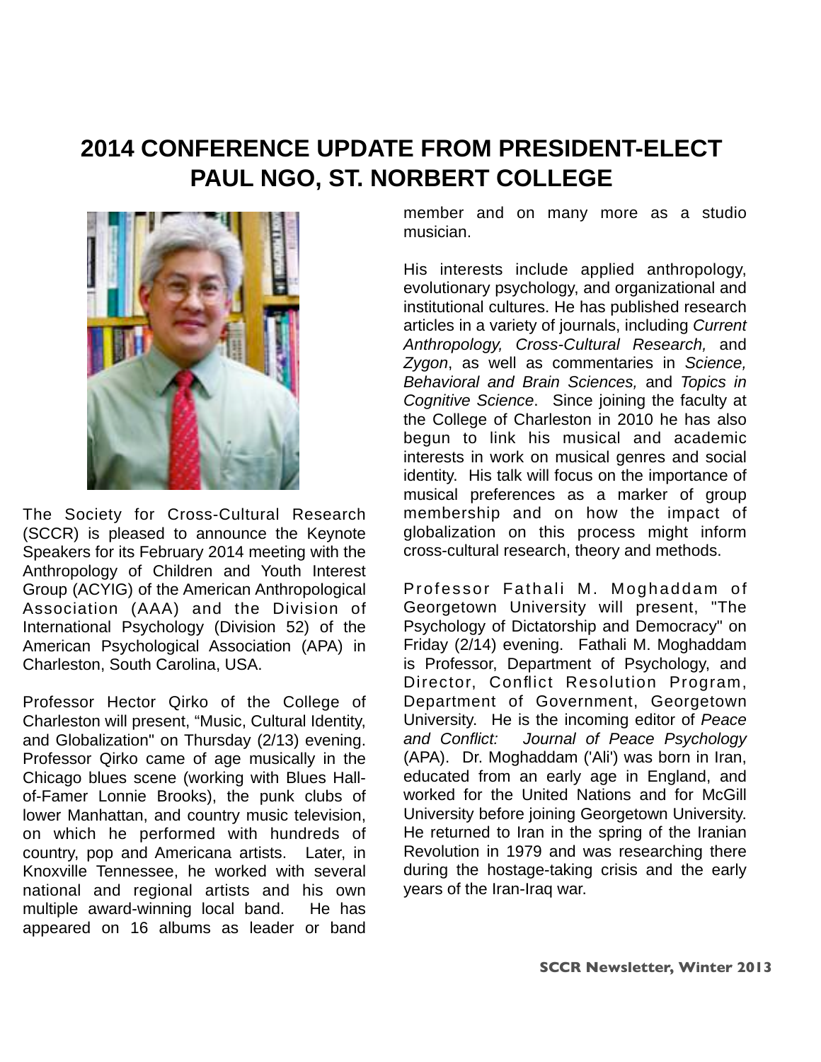# 2014 CONFERENCE UPDATE FROM PRESIDENT-ELECT PAUL NGO, ST. NORBERT COLLEGE

The Society for Cross-Cultural Research (SCCR) is pleased to announce the Keynote Speakers for its February 2014 meeting with the Anthropology of Children and Youth Interest Group (ACYIG) of the American Anthropological Association (AAA) and the Division of International Psychology (Division 52) of the American Psychological Association (APA) in Charleston, South Carolina, USA.

Professor Hector Qirko of the College of Charleston will present, "Music, Cultural Identity, and Globalization" on Thursday (2/13) evening. Professor Qirko came of age musically in the Chicago blues scene (working with Blues Hall-of-Famer Lonnie Brooks), the punk clubs of lower Manhattan, and country music television, on which he performed with hundreds of country, pop and Americana artists. Later, in Knoxville Tennessee, he worked with several national and regional artists and his own multiple award-winning local band. He has appeared on 16 albums as leader or band member and on many more as a studio musician.

His interests include applied anthropology, evolutionary psychology, and organizational and institutional cultures. He has published research articles in a variety of journals, including *Current Anthropology, Cross-Cultural Research,* and *Zygon*, as well as commentaries in *Science, Behavioral and Brain Sciences,* and *Topics in Cognitive Science*. Since joining the faculty at the College of Charleston in 2010 he has also begun to link his musical and academic interests in work on musical genres and social identity. His talk will focus on the importance of musical preferences as a marker of group membership and on how the impact of globalization on this process might inform cross-cultural research, theory and methods.

Professor Fathali M. Moghaddam of Georgetown University will present, "The Psychology of Dictatorship and Democracy" on Friday (2/14) evening. Fathali M. Moghaddam is Professor, Department of Psychology, and Director, Conflict Resolution Program, Department of Government, Georgetown University. He is the incoming editor of *Peace and Conflict: Journal of Peace Psychology* (APA). Dr. Moghaddam ('Ali') was born in Iran, educated from an early age in England, and worked for the United Nations and for McGill University before joining Georgetown University. He returned to Iran in the spring of the Iranian Revolution in 1979 and was researching there during the hostage-taking crisis and the early years of the Iran-Iraq war.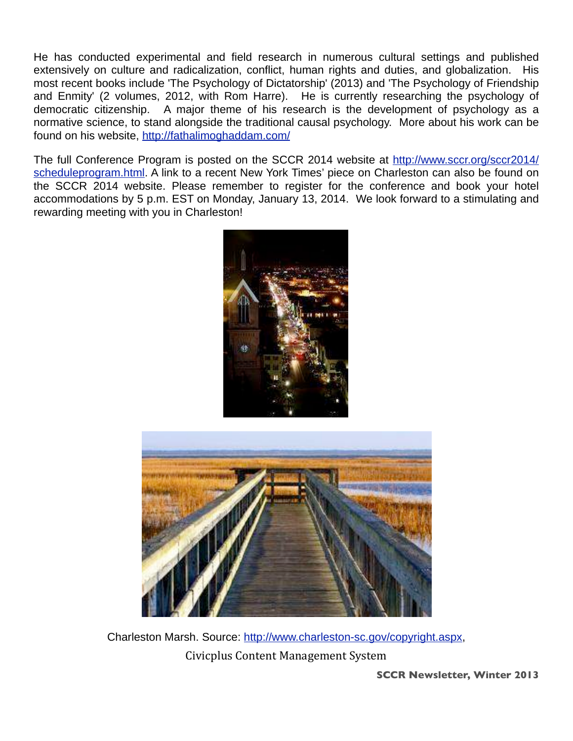He has conducted experimental and field research in numerous cultural settings and published extensively on culture and radicalization, conflict, human rights and duties, and globalization. His most recent books include 'The Psychology of Dictatorship' (2013) and 'The Psychology of Friendship and Enmity' (2 volumes, 2012, with Rom Harre). He is currently researching the psychology of democratic citizenship. A major theme of his research is the development of psychology as a normative science, to stand alongside the traditional causal psychology. More about his work can be found on his website, http://fathalimoghaddam.com/

The full Conference Program is posted on the SCCR 2014 website at http://www.sccr.org/sccr2014/scheduleprogram.html. A link to a recent New York Times' piece on Charleston can also be found on the SCCR 2014 website. Please remember to register for the conference and book your hotel accommodations by 5 p.m. EST on Monday, January 13, 2014. We look forward to a stimulating and rewarding meeting with you in Charleston!

Charleston Marsh. Source: http://www.charleston-sc.gov/copyright.aspx, Civicplus Content Management System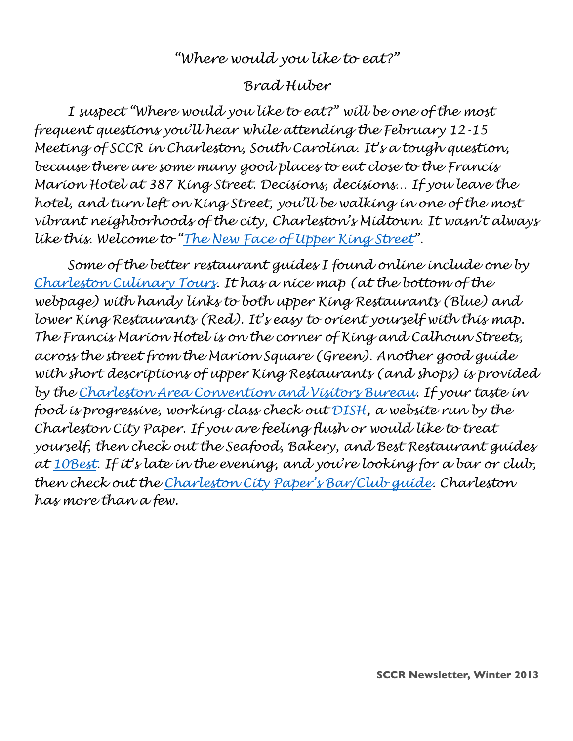# *"Where would you like to eat?"*

*Brad Huber*

*I suspect "Where would you like to eat?" will be one of the most frequent questions you'll hear while attending the February 12-15 Meeting of SCCR in Charleston, South Carolina. It's a tough question, because there are some many good places to eat close to the Francis Marion Hotel at 387 King Street. Decisions, decisions… If you leave the hotel, and turn left on King Street, you'll be walking in one of the most vibrant neighborhoods of the city, Charleston's Midtown. It wasn't always like this. Welcome to "The New Face of Upper King Street".*

*Some of the better restaurant guides I found online include one by Charleston Culinary Tours. It has a nice map (at the bottom of the webpage) with handy links to both upper King Restaurants (Blue) and lower King Restaurants (Red). It's easy to orient yourself with this map. The Francis Marion Hotel is on the corner of King and Calhoun Streets, across the street from the Marion Square (Green). Another good guide with short descriptions of upper King Restaurants (and shops) is provided by the Charleston Area Convention and Visitors Bureau. If your taste in food is progressive, working class check out DISH, a website run by the Charleston City Paper. If you are feeling flush or would like to treat yourself, then check out the Seafood, Bakery, and Best Restaurant guides at 10Best. If it's late in the evening, and you're looking for a bar or club, then check out the Charleston City Paper's Bar/Club guide. Charleston has more than a few.*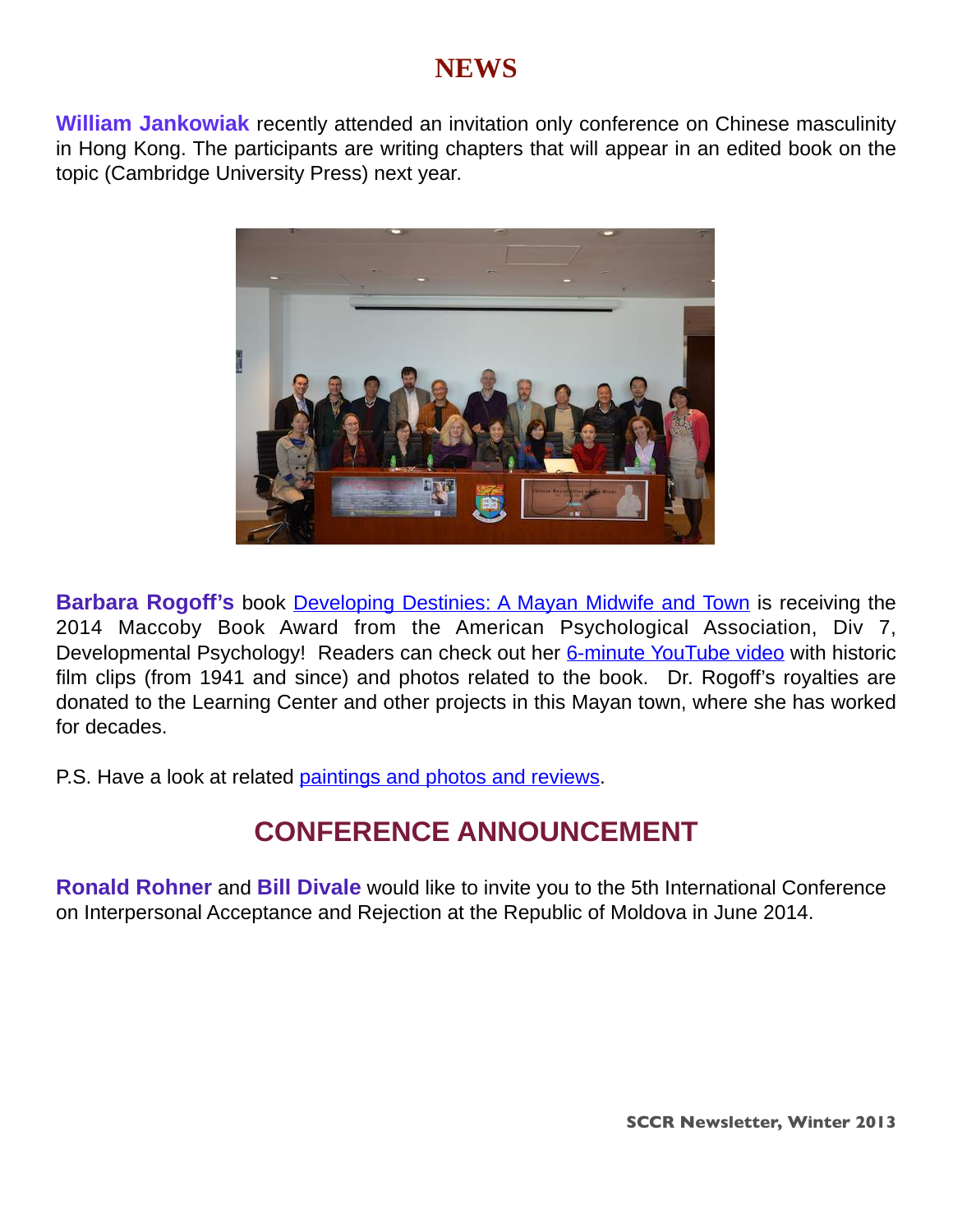# NEWS

**William Jankowiak** recently attended an invitation only conference on Chinese masculinity in Hong Kong. The participants are writing chapters that will appear in an edited book on the topic (Cambridge University Press) next year.

**Barbara Rogoff's** book [Developing Destinies: A Mayan Midwife and Town]() is receiving the 2014 Maccoby Book Award from the American Psychological Association, Div 7, Developmental Psychology! Readers can check out her [6-minute YouTube video]() with historic film clips (from 1941 and since) and photos related to the book. Dr. Rogoff's royalties are donated to the Learning Center and other projects in this Mayan town, where she has worked for decades.

P.S. Have a look at related [paintings and photos and reviews]().

# CONFERENCE ANNOUNCEMENT

**Ronald Rohner** and **Bill Divale** would like to invite you to the 5th International Conference on Interpersonal Acceptance and Rejection at the Republic of Moldova in June 2014.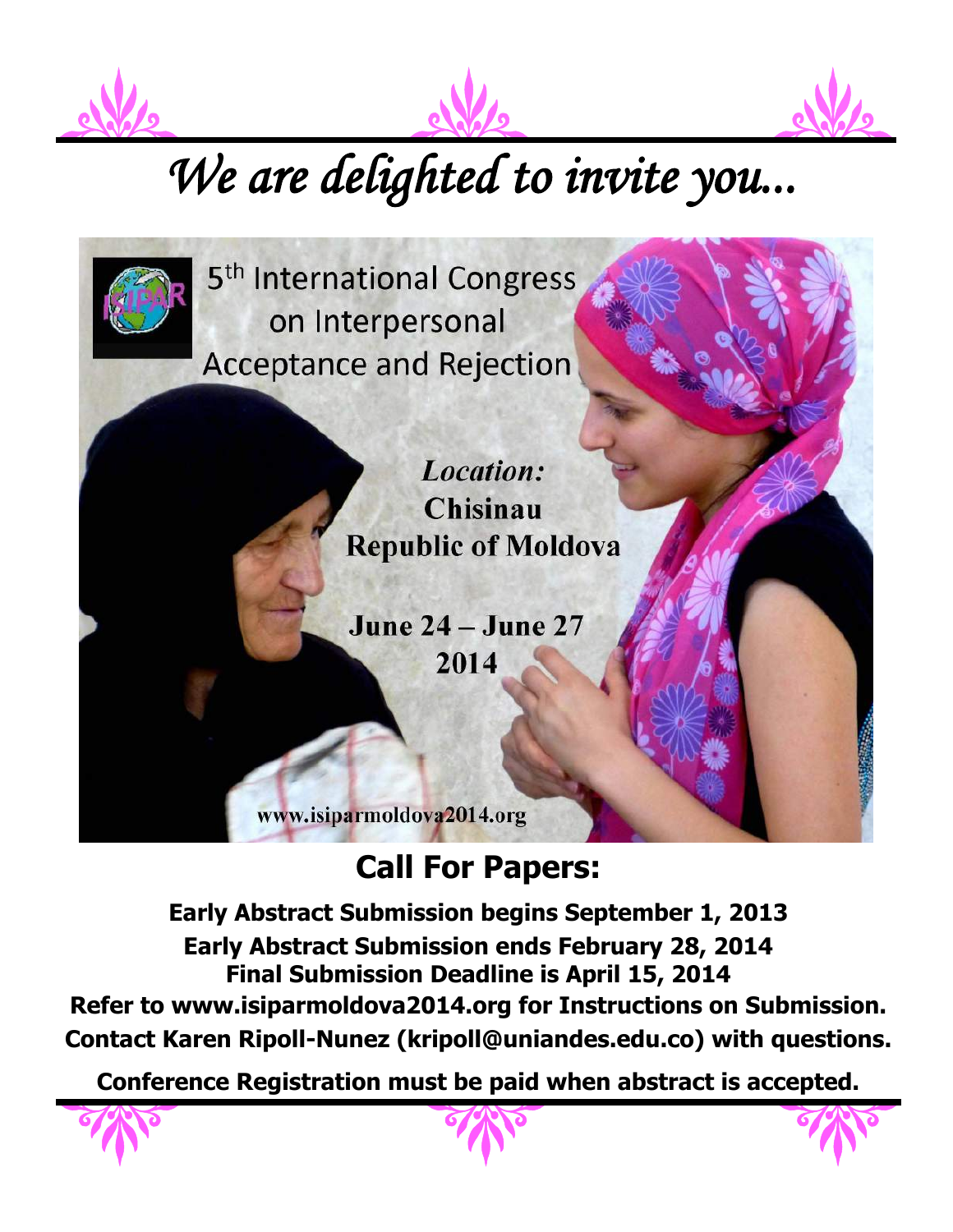# *We are delighted to invite you...*

5th International Congress on Interpersonal Acceptance and Rejection

***Location:***
**Chisinau**
**Republic of Moldova**

**June 24 – June 27**
**2014**

www.isiparmoldova2014.org

## Call For Papers:

**Early Abstract Submission begins September 1, 2013**
**Early Abstract Submission ends February 28, 2014**
**Final Submission Deadline is April 15, 2014**
**Refer to www.isiparmoldova2014.org for Instructions on Submission.**
**Contact Karen Ripoll-Nunez (kripoll@uniandes.edu.co) with questions.**

**Conference Registration must be paid when abstract is accepted.**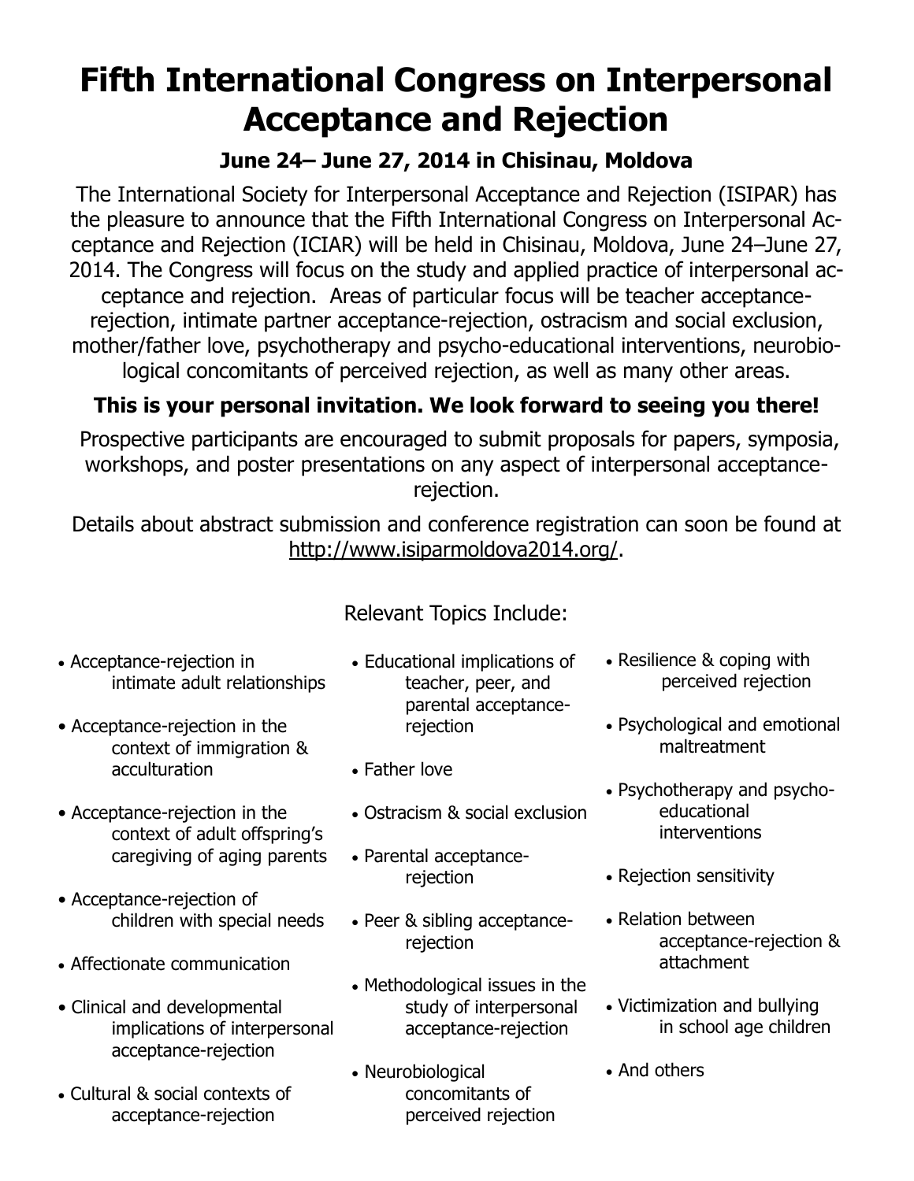# Fifth International Congress on Interpersonal Acceptance and Rejection

### June 24– June 27, 2014 in Chisinau, Moldova

The International Society for Interpersonal Acceptance and Rejection (ISIPAR) has the pleasure to announce that the Fifth International Congress on Interpersonal Acceptance and Rejection (ICIAR) will be held in Chisinau, Moldova, June 24–June 27, 2014. The Congress will focus on the study and applied practice of interpersonal acceptance and rejection. Areas of particular focus will be teacher acceptance-rejection, intimate partner acceptance-rejection, ostracism and social exclusion, mother/father love, psychotherapy and psycho-educational interventions, neurobiological concomitants of perceived rejection, as well as many other areas.

**This is your personal invitation. We look forward to seeing you there!**

Prospective participants are encouraged to submit proposals for papers, symposia, workshops, and poster presentations on any aspect of interpersonal acceptance-rejection.

Details about abstract submission and conference registration can soon be found at http://www.isiparmoldova2014.org/.

Relevant Topics Include:

- Acceptance-rejection in intimate adult relationships
- Acceptance-rejection in the context of immigration & acculturation
- Acceptance-rejection in the context of adult offspring's caregiving of aging parents
- Acceptance-rejection of children with special needs
- Affectionate communication
- Clinical and developmental implications of interpersonal acceptance-rejection
- Cultural & social contexts of acceptance-rejection
- Educational implications of teacher, peer, and parental acceptance-rejection
- Father love
- Ostracism & social exclusion
- Parental acceptance-rejection
- Peer & sibling acceptance-rejection
- Methodological issues in the study of interpersonal acceptance-rejection
- Neurobiological concomitants of perceived rejection
- Resilience & coping with perceived rejection
- Psychological and emotional maltreatment
- Psychotherapy and psycho-educational interventions
- Rejection sensitivity
- Relation between acceptance-rejection & attachment
- Victimization and bullying in school age children
- And others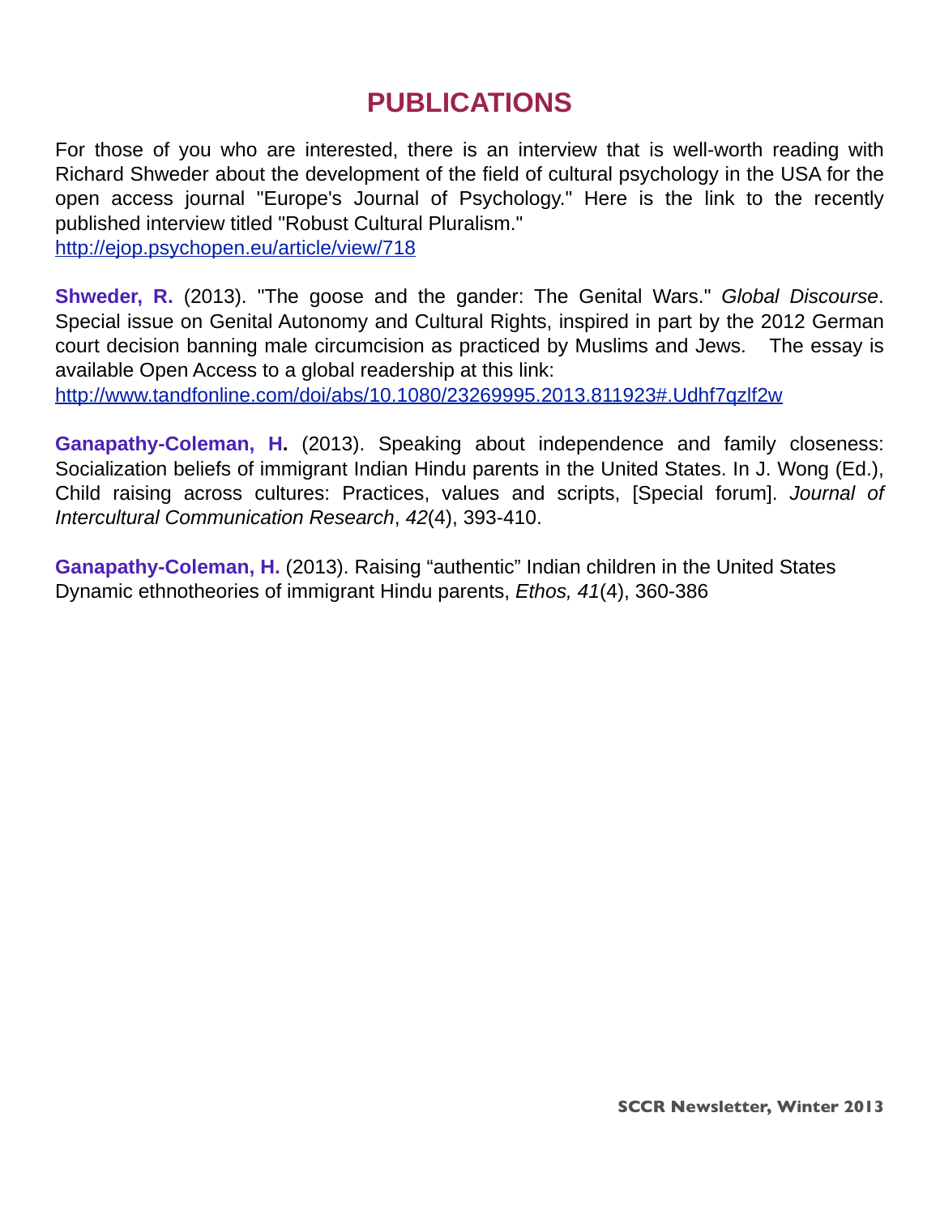# PUBLICATIONS

For those of you who are interested, there is an interview that is well-worth reading with Richard Shweder about the development of the field of cultural psychology in the USA for the open access journal "Europe's Journal of Psychology." Here is the link to the recently published interview titled "Robust Cultural Pluralism."
http://ejop.psychopen.eu/article/view/718

**Shweder, R.** (2013). "The goose and the gander: The Genital Wars." *Global Discourse*. Special issue on Genital Autonomy and Cultural Rights, inspired in part by the 2012 German court decision banning male circumcision as practiced by Muslims and Jews. The essay is available Open Access to a global readership at this link:
http://www.tandfonline.com/doi/abs/10.1080/23269995.2013.811923#.Udhf7qzlf2w

**Ganapathy-Coleman, H.** (2013). Speaking about independence and family closeness: Socialization beliefs of immigrant Indian Hindu parents in the United States. In J. Wong (Ed.), Child raising across cultures: Practices, values and scripts, [Special forum]. *Journal of Intercultural Communication Research*, *42*(4), 393-410.

**Ganapathy-Coleman, H.** (2013). Raising "authentic" Indian children in the United States Dynamic ethnotheories of immigrant Hindu parents, *Ethos, 41*(4), 360-386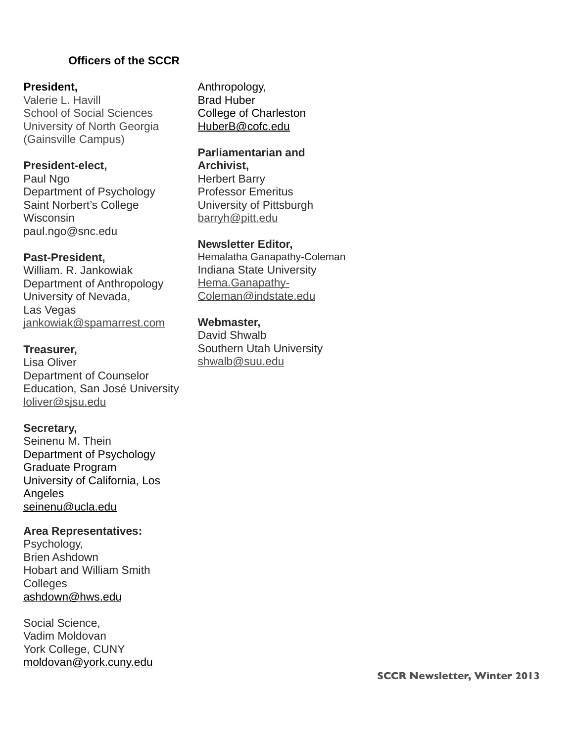## Officers of the SCCR

**President,**
Valerie L. Havill
School of Social Sciences
University of North Georgia
(Gainsville Campus)

**President-elect,**
Paul Ngo
Department of Psychology
Saint Norbert's College
Wisconsin
paul.ngo@snc.edu

**Past-President,**
William. R. Jankowiak
Department of Anthropology
University of Nevada,
Las Vegas
jankowiak@spamarrest.com

**Treasurer,**
Lisa Oliver
Department of Counselor Education, San José University
loliver@sjsu.edu

**Secretary,**
Seinenu M. Thein
Department of Psychology
Graduate Program
University of California, Los Angeles
seinenu@ucla.edu

**Area Representatives:**

Psychology,
Brien Ashdown
Hobart and William Smith Colleges
ashdown@hws.edu

Social Science,
Vadim Moldovan
York College, CUNY
moldovan@york.cuny.edu

Anthropology,
Brad Huber
College of Charleston
HuberB@cofc.edu

**Parliamentarian and Archivist,**
Herbert Barry
Professor Emeritus
University of Pittsburgh
barryh@pitt.edu

**Newsletter Editor,**
Hemalatha Ganapathy-Coleman
Indiana State University
Hema.Ganapathy-Coleman@indstate.edu

**Webmaster,**
David Shwalb
Southern Utah University
shwalb@suu.edu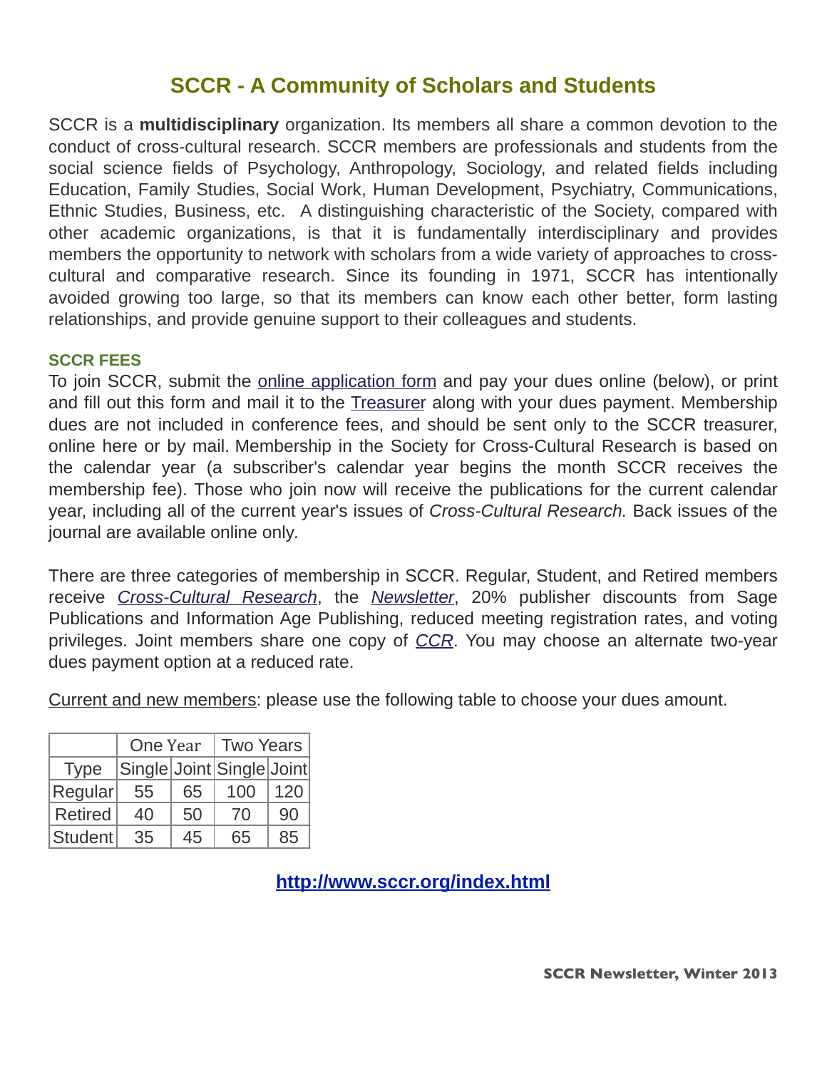# SCCR - A Community of Scholars and Students

SCCR is a **multidisciplinary** organization. Its members all share a common devotion to the conduct of cross-cultural research. SCCR members are professionals and students from the social science fields of Psychology, Anthropology, Sociology, and related fields including Education, Family Studies, Social Work, Human Development, Psychiatry, Communications, Ethnic Studies, Business, etc. A distinguishing characteristic of the Society, compared with other academic organizations, is that it is fundamentally interdisciplinary and provides members the opportunity to network with scholars from a wide variety of approaches to cross-cultural and comparative research. Since its founding in 1971, SCCR has intentionally avoided growing too large, so that its members can know each other better, form lasting relationships, and provide genuine support to their colleagues and students.

### SCCR FEES

To join SCCR, submit the online application form and pay your dues online (below), or print and fill out this form and mail it to the Treasurer along with your dues payment. Membership dues are not included in conference fees, and should be sent only to the SCCR treasurer, online here or by mail. Membership in the Society for Cross-Cultural Research is based on the calendar year (a subscriber's calendar year begins the month SCCR receives the membership fee). Those who join now will receive the publications for the current calendar year, including all of the current year's issues of *Cross-Cultural Research.* Back issues of the journal are available online only.

There are three categories of membership in SCCR. Regular, Student, and Retired members receive *Cross-Cultural Research*, the *Newsletter*, 20% publisher discounts from Sage Publications and Information Age Publishing, reduced meeting registration rates, and voting privileges. Joint members share one copy of *CCR*. You may choose an alternate two-year dues payment option at a reduced rate.

Current and new members: please use the following table to choose your dues amount.

| | One Year | | Two Years | |
|---|---|---|---|---|
| Type | Single | Joint | Single | Joint |
| Regular | 55 | 65 | 100 | 120 |
| Retired | 40 | 50 | 70 | 90 |
| Student | 35 | 45 | 65 | 85 |

**http://www.sccr.org/index.html**